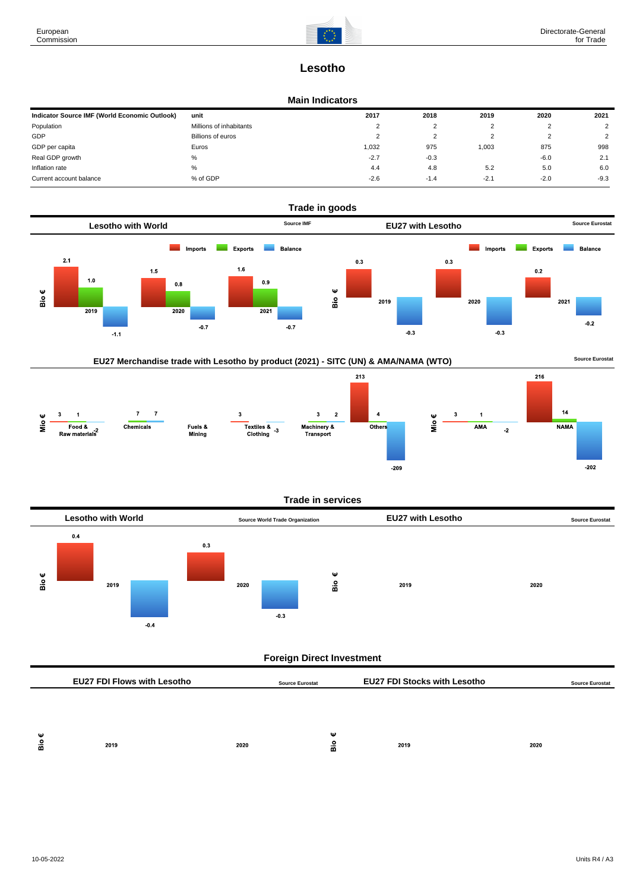# Lesotho

## Main Indicators

| Indicator Source IMF (World Economic Outlook) | unit | 2017 | 2018 | 2019 | 2020 | 2021 |
|---|---|---|---|---|---|---|
| Population | Millions of inhabitants | 2 | 2 | 2 | 2 | 2 |
| GDP | Billions of euros | 2 | 2 | 2 | 2 | 2 |
| GDP per capita | Euros | 1,032 | 975 | 1,003 | 875 | 998 |
| Real GDP growth | % | -2.7 | -0.3 | | -6.0 | 2.1 |
| Inflation rate | % | 4.4 | 4.8 | 5.2 | 5.0 | 6.0 |
| Current account balance | % of GDP | -2.6 | -1.4 | -2.1 | -2.0 | -9.3 |

## Trade in goods

### Lesotho with World

Source IMF

Bio €

| | Imports | Exports | Balance |
|---|---|---|---|
| 2019 | 2.1 | 1.0 | -1.1 |
| 2020 | 1.5 | 0.8 | -0.7 |
| 2021 | 1.6 | 0.9 | -0.7 |

### EU27 with Lesotho

Source Eurostat

Bio €

| | Imports | Exports | Balance |
|---|---|---|---|
| 2019 | 0.3 | | -0.3 |
| 2020 | 0.3 | | -0.3 |
| 2021 | 0.2 | | -0.2 |

### EU27 Merchandise trade with Lesotho by product (2021) - SITC (UN) & AMA/NAMA (WTO)

Source Eurostat

Mio €

| | Imports | Exports | Balance |
|---|---|---|---|
| Food & Raw materials | 3 | 1 | -2 |
| Chemicals | 7 | 7 | |
| Fuels & Mining | | | |
| Textiles & Clothing | 3 | | -3 |
| Machinery & Transport | 3 | 2 | |
| Others | 213 | 4 | -209 |

Mio €

| | Imports | Exports | Balance |
|---|---|---|---|
| AMA | 3 | 1 | -2 |
| NAMA | 216 | 14 | -202 |

## Trade in services

### Lesotho with World

Source World Trade Organization

Bio €

| | Imports | Balance |
|---|---|---|
| 2019 | 0.4 | -0.4 |
| 2020 | 0.3 | -0.3 |

### EU27 with Lesotho

Source Eurostat

Bio €

2019 2020

## Foreign Direct Investment

### EU27 FDI Flows with Lesotho

Source Eurostat

Bio €

2019 2020

### EU27 FDI Stocks with Lesotho

Source Eurostat

Bio €

2019 2020

10-05-2022

Units R4 / A3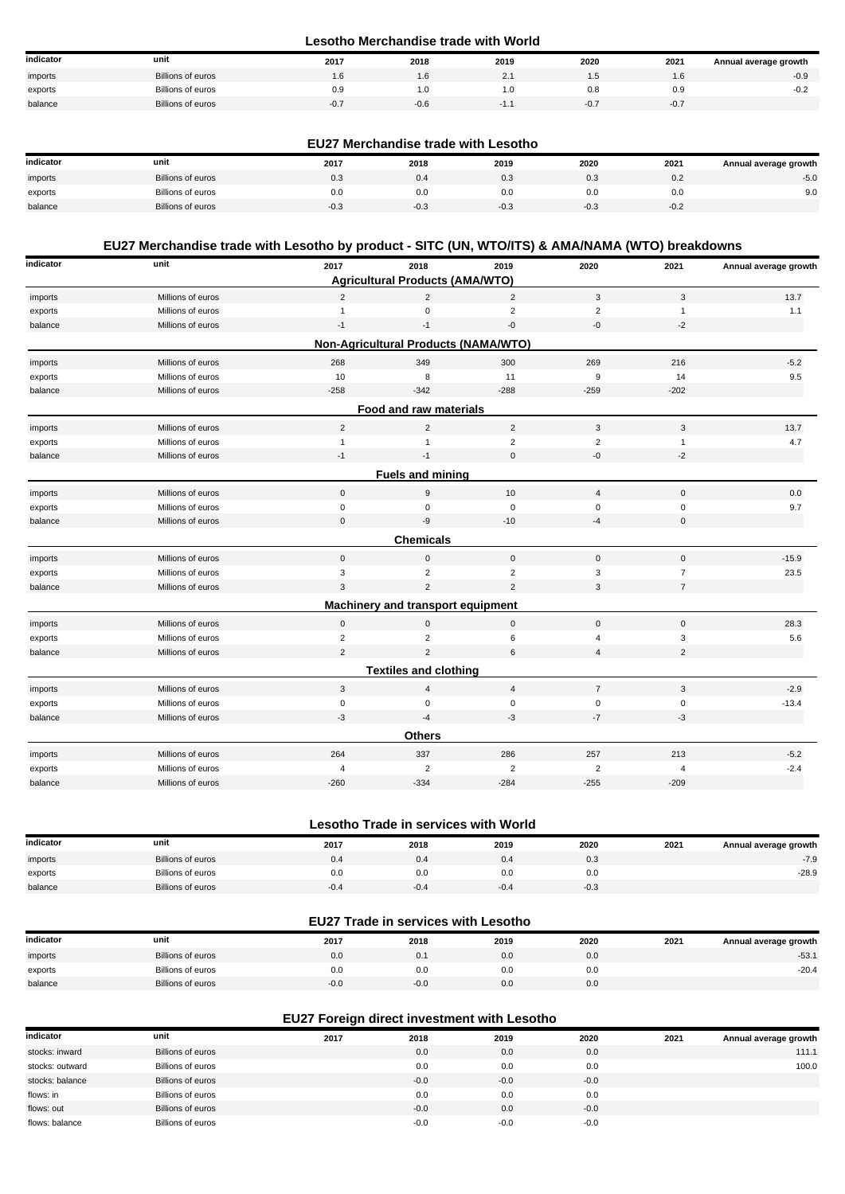### Lesotho Merchandise trade with World

| indicator | unit | 2017 | 2018 | 2019 | 2020 | 2021 | Annual average growth |
|---|---|---|---|---|---|---|---|
| imports | Billions of euros | 1.6 | 1.6 | 2.1 | 1.5 | 1.6 | -0.9 |
| exports | Billions of euros | 0.9 | 1.0 | 1.0 | 0.8 | 0.9 | -0.2 |
| balance | Billions of euros | -0.7 | -0.6 | -1.1 | -0.7 | -0.7 | |

### EU27 Merchandise trade with Lesotho

| indicator | unit | 2017 | 2018 | 2019 | 2020 | 2021 | Annual average growth |
|---|---|---|---|---|---|---|---|
| imports | Billions of euros | 0.3 | 0.4 | 0.3 | 0.3 | 0.2 | -5.0 |
| exports | Billions of euros | 0.0 | 0.0 | 0.0 | 0.0 | 0.0 | 9.0 |
| balance | Billions of euros | -0.3 | -0.3 | -0.3 | -0.3 | -0.2 | |

### EU27 Merchandise trade with Lesotho by product - SITC (UN, WTO/ITS) & AMA/NAMA (WTO) breakdowns

| indicator | unit | 2017 | 2018 | 2019 | 2020 | 2021 | Annual average growth |
|---|---|---|---|---|---|---|---|
| | | | **Agricultural Products (AMA/WTO)** | | | | |
| imports | Millions of euros | 2 | 2 | 2 | 3 | 3 | 13.7 |
| exports | Millions of euros | 1 | 0 | 2 | 2 | 1 | 1.1 |
| balance | Millions of euros | -1 | -1 | -0 | -0 | -2 | |
| | | | **Non-Agricultural Products (NAMA/WTO)** | | | | |
| imports | Millions of euros | 268 | 349 | 300 | 269 | 216 | -5.2 |
| exports | Millions of euros | 10 | 8 | 11 | 9 | 14 | 9.5 |
| balance | Millions of euros | -258 | -342 | -288 | -259 | -202 | |
| | | | **Food and raw materials** | | | | |
| imports | Millions of euros | 2 | 2 | 2 | 3 | 3 | 13.7 |
| exports | Millions of euros | 1 | 1 | 2 | 2 | 1 | 4.7 |
| balance | Millions of euros | -1 | -1 | 0 | -0 | -2 | |
| | | | **Fuels and mining** | | | | |
| imports | Millions of euros | 0 | 9 | 10 | 4 | 0 | 0.0 |
| exports | Millions of euros | 0 | 0 | 0 | 0 | 0 | 9.7 |
| balance | Millions of euros | 0 | -9 | -10 | -4 | 0 | |
| | | | **Chemicals** | | | | |
| imports | Millions of euros | 0 | 0 | 0 | 0 | 0 | -15.9 |
| exports | Millions of euros | 3 | 2 | 2 | 3 | 7 | 23.5 |
| balance | Millions of euros | 3 | 2 | 2 | 3 | 7 | |
| | | | **Machinery and transport equipment** | | | | |
| imports | Millions of euros | 0 | 0 | 0 | 0 | 0 | 28.3 |
| exports | Millions of euros | 2 | 2 | 6 | 4 | 3 | 5.6 |
| balance | Millions of euros | 2 | 2 | 6 | 4 | 2 | |
| | | | **Textiles and clothing** | | | | |
| imports | Millions of euros | 3 | 4 | 4 | 7 | 3 | -2.9 |
| exports | Millions of euros | 0 | 0 | 0 | 0 | 0 | -13.4 |
| balance | Millions of euros | -3 | -4 | -3 | -7 | -3 | |
| | | | **Others** | | | | |
| imports | Millions of euros | 264 | 337 | 286 | 257 | 213 | -5.2 |
| exports | Millions of euros | 4 | 2 | 2 | 2 | 4 | -2.4 |
| balance | Millions of euros | -260 | -334 | -284 | -255 | -209 | |

### Lesotho Trade in services with World

| indicator | unit | 2017 | 2018 | 2019 | 2020 | 2021 | Annual average growth |
|---|---|---|---|---|---|---|---|
| imports | Billions of euros | 0.4 | 0.4 | 0.4 | 0.3 | | -7.9 |
| exports | Billions of euros | 0.0 | 0.0 | 0.0 | 0.0 | | -28.9 |
| balance | Billions of euros | -0.4 | -0.4 | -0.4 | -0.3 | | |

### EU27 Trade in services with Lesotho

| indicator | unit | 2017 | 2018 | 2019 | 2020 | 2021 | Annual average growth |
|---|---|---|---|---|---|---|---|
| imports | Billions of euros | 0.0 | 0.1 | 0.0 | 0.0 | | -53.1 |
| exports | Billions of euros | 0.0 | 0.0 | 0.0 | 0.0 | | -20.4 |
| balance | Billions of euros | -0.0 | -0.0 | 0.0 | 0.0 | | |

### EU27 Foreign direct investment with Lesotho

| indicator | unit | 2017 | 2018 | 2019 | 2020 | 2021 | Annual average growth |
|---|---|---|---|---|---|---|---|
| stocks: inward | Billions of euros | | 0.0 | 0.0 | 0.0 | | 111.1 |
| stocks: outward | Billions of euros | | 0.0 | 0.0 | 0.0 | | 100.0 |
| stocks: balance | Billions of euros | | -0.0 | -0.0 | -0.0 | | |
| flows: in | Billions of euros | | 0.0 | 0.0 | 0.0 | | |
| flows: out | Billions of euros | | -0.0 | 0.0 | -0.0 | | |
| flows: balance | Billions of euros | | -0.0 | -0.0 | -0.0 | | |